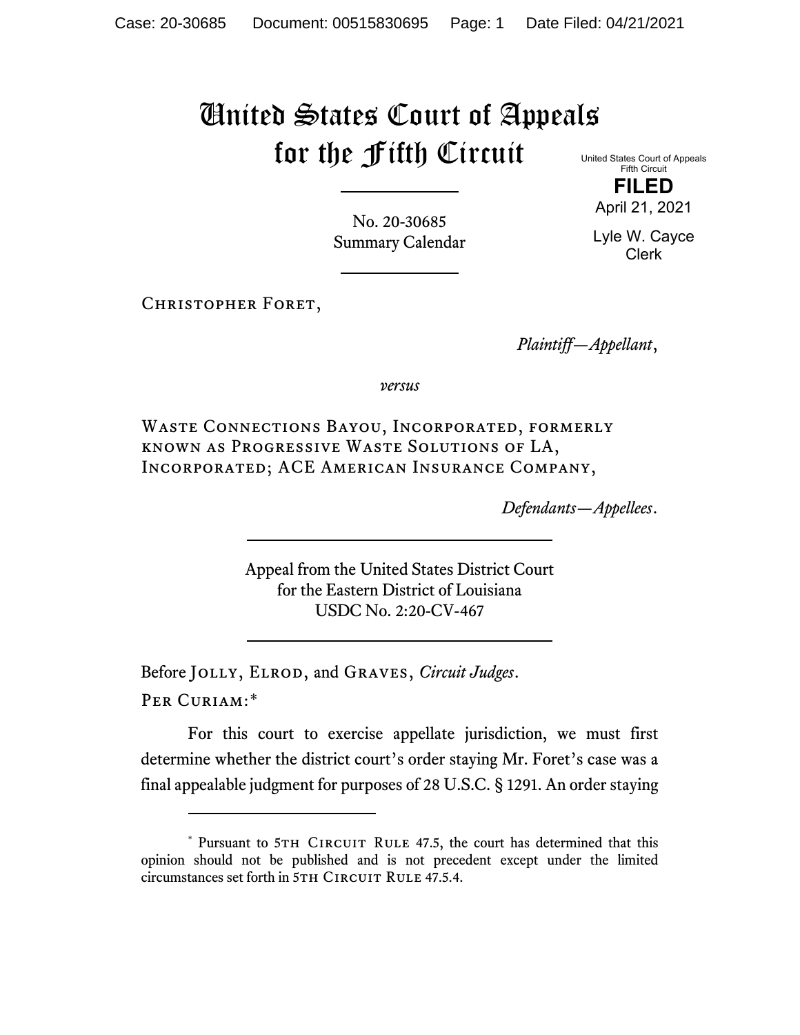# United States Court of Appeals for the Fifth Circuit

United States Court of Appeals
Fifth Circuit

**FILED**

April 21, 2021

Lyle W. Cayce
Clerk

No. 20-30685
Summary Calendar

Christopher Foret,

*Plaintiff—Appellant*,

*versus*

Waste Connections Bayou, Incorporated, formerly known as Progressive Waste Solutions of LA, Incorporated; ACE American Insurance Company,

*Defendants—Appellees*.

Appeal from the United States District Court
for the Eastern District of Louisiana
USDC No. 2:20-CV-467

Before Jolly, Elrod, and Graves, *Circuit Judges*.

Per Curiam:*

For this court to exercise appellate jurisdiction, we must first determine whether the district court's order staying Mr. Foret's case was a final appealable judgment for purposes of 28 U.S.C. § 1291. An order staying

---

\* Pursuant to 5th Circuit Rule 47.5, the court has determined that this opinion should not be published and is not precedent except under the limited circumstances set forth in 5th Circuit Rule 47.5.4.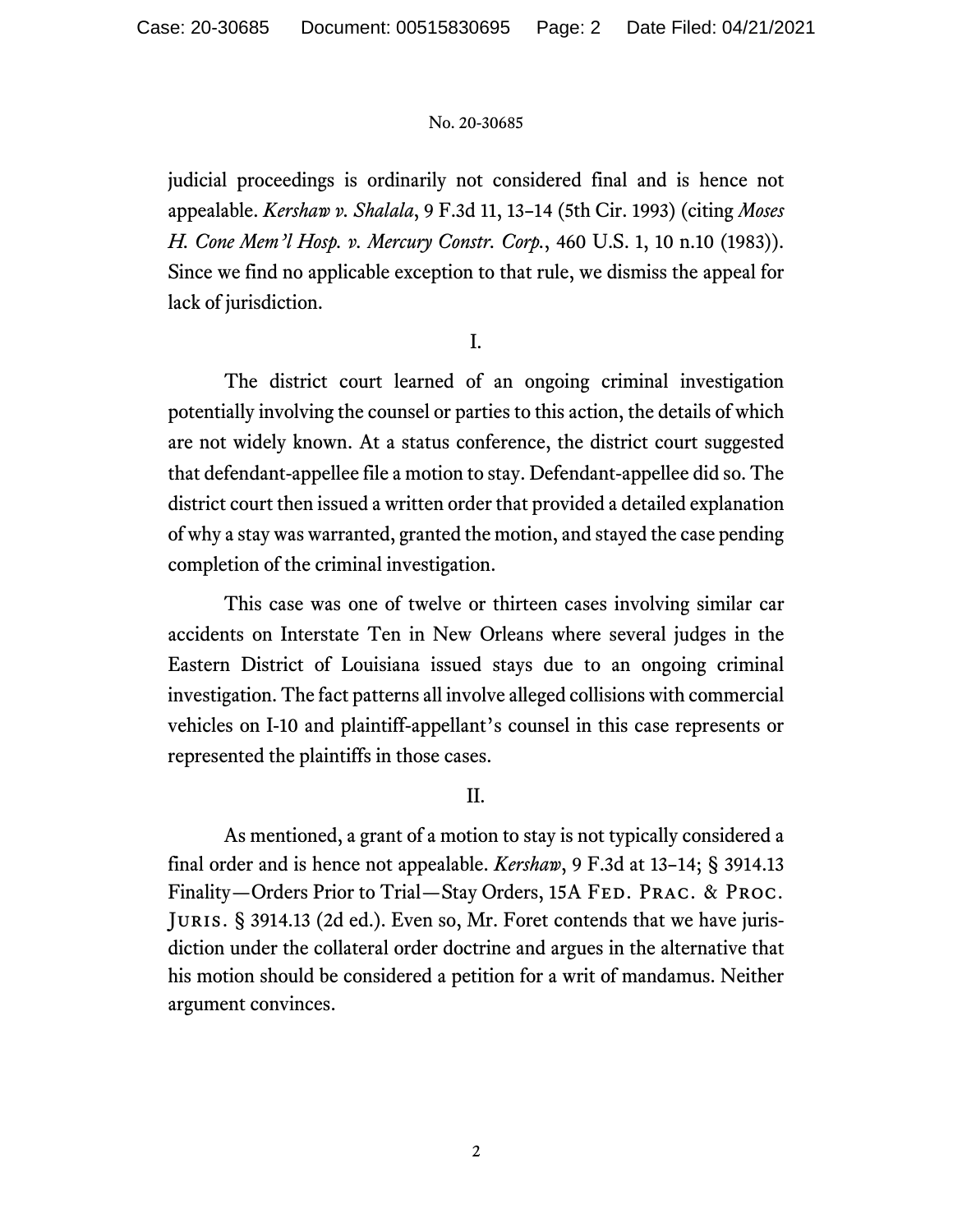judicial proceedings is ordinarily not considered final and is hence not appealable. *Kershaw v. Shalala*, 9 F.3d 11, 13–14 (5th Cir. 1993) (citing *Moses H. Cone Mem'l Hosp. v. Mercury Constr. Corp.*, 460 U.S. 1, 10 n.10 (1983)). Since we find no applicable exception to that rule, we dismiss the appeal for lack of jurisdiction.

## I.

The district court learned of an ongoing criminal investigation potentially involving the counsel or parties to this action, the details of which are not widely known. At a status conference, the district court suggested that defendant-appellee file a motion to stay. Defendant-appellee did so. The district court then issued a written order that provided a detailed explanation of why a stay was warranted, granted the motion, and stayed the case pending completion of the criminal investigation.

This case was one of twelve or thirteen cases involving similar car accidents on Interstate Ten in New Orleans where several judges in the Eastern District of Louisiana issued stays due to an ongoing criminal investigation. The fact patterns all involve alleged collisions with commercial vehicles on I-10 and plaintiff-appellant's counsel in this case represents or represented the plaintiffs in those cases.

## II.

As mentioned, a grant of a motion to stay is not typically considered a final order and is hence not appealable. *Kershaw*, 9 F.3d at 13–14; § 3914.13 Finality—Orders Prior to Trial—Stay Orders, 15A FED. PRAC. & PROC. JURIS. § 3914.13 (2d ed.). Even so, Mr. Foret contends that we have jurisdiction under the collateral order doctrine and argues in the alternative that his motion should be considered a petition for a writ of mandamus. Neither argument convinces.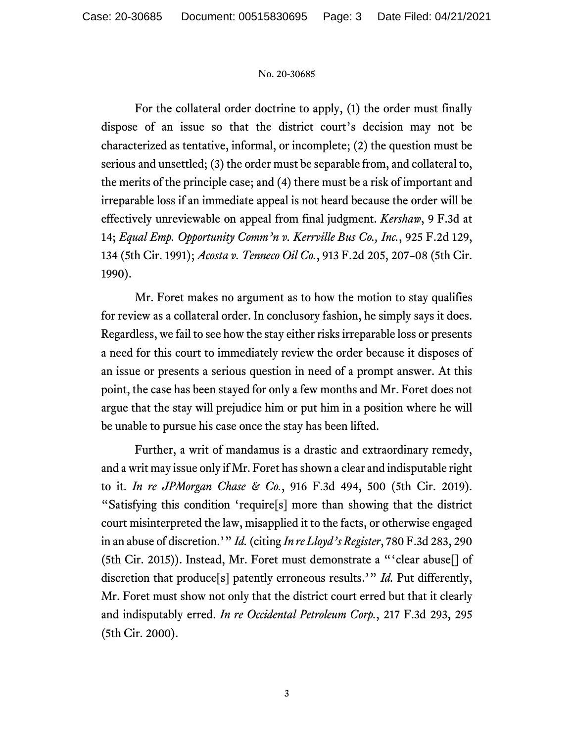For the collateral order doctrine to apply, (1) the order must finally dispose of an issue so that the district court's decision may not be characterized as tentative, informal, or incomplete; (2) the question must be serious and unsettled; (3) the order must be separable from, and collateral to, the merits of the principle case; and (4) there must be a risk of important and irreparable loss if an immediate appeal is not heard because the order will be effectively unreviewable on appeal from final judgment. *Kershaw*, 9 F.3d at 14; *Equal Emp. Opportunity Comm'n v. Kerrville Bus Co., Inc.*, 925 F.2d 129, 134 (5th Cir. 1991); *Acosta v. Tenneco Oil Co.*, 913 F.2d 205, 207–08 (5th Cir. 1990).

Mr. Foret makes no argument as to how the motion to stay qualifies for review as a collateral order. In conclusory fashion, he simply says it does. Regardless, we fail to see how the stay either risks irreparable loss or presents a need for this court to immediately review the order because it disposes of an issue or presents a serious question in need of a prompt answer. At this point, the case has been stayed for only a few months and Mr. Foret does not argue that the stay will prejudice him or put him in a position where he will be unable to pursue his case once the stay has been lifted.

Further, a writ of mandamus is a drastic and extraordinary remedy, and a writ may issue only if Mr. Foret has shown a clear and indisputable right to it. *In re JPMorgan Chase & Co.*, 916 F.3d 494, 500 (5th Cir. 2019). "Satisfying this condition 'require[s] more than showing that the district court misinterpreted the law, misapplied it to the facts, or otherwise engaged in an abuse of discretion.'" *Id.* (citing *In re Lloyd's Register*, 780 F.3d 283, 290 (5th Cir. 2015)). Instead, Mr. Foret must demonstrate a "'clear abuse[] of discretion that produce[s] patently erroneous results.'" *Id.* Put differently, Mr. Foret must show not only that the district court erred but that it clearly and indisputably erred. *In re Occidental Petroleum Corp.*, 217 F.3d 293, 295 (5th Cir. 2000).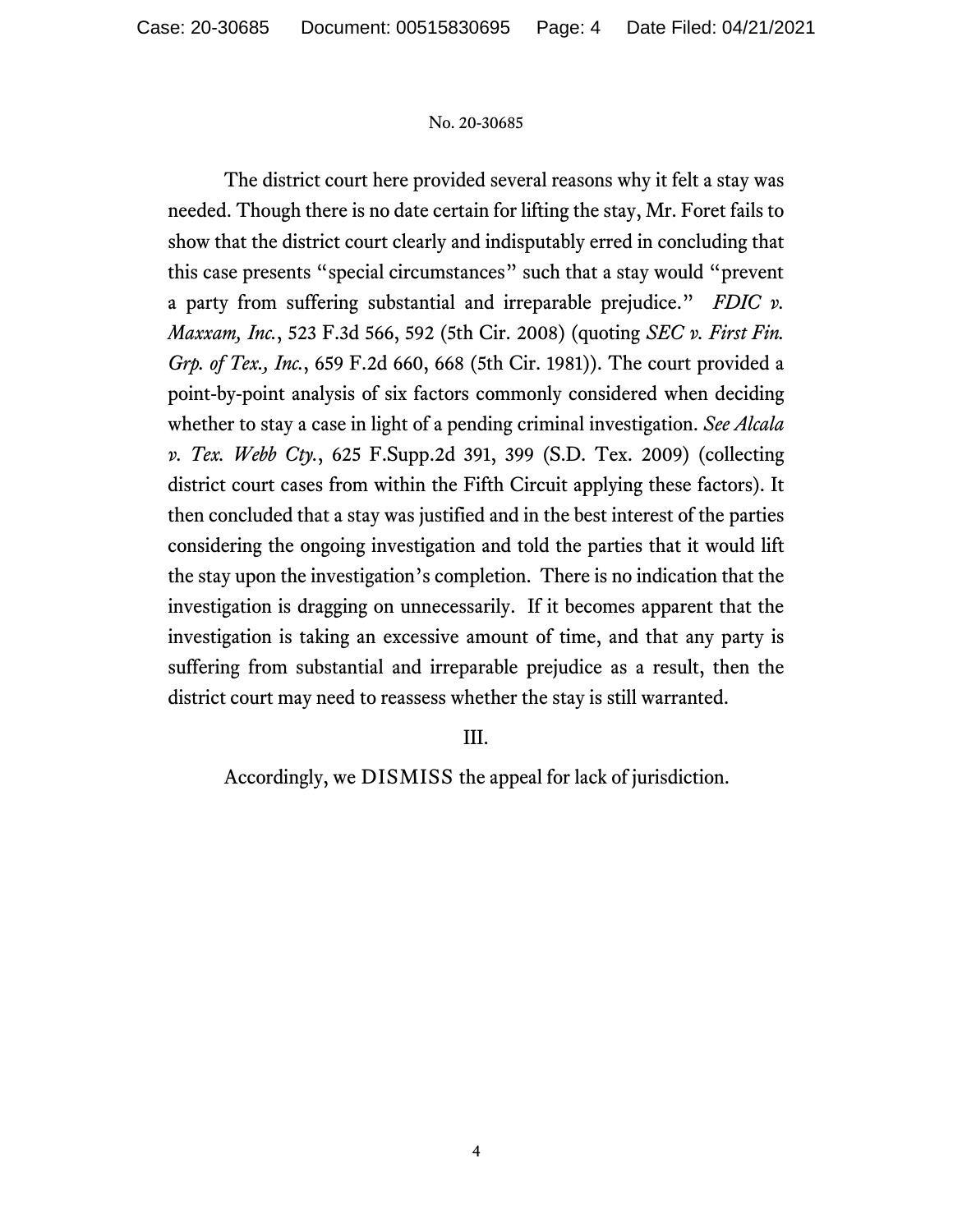The district court here provided several reasons why it felt a stay was needed. Though there is no date certain for lifting the stay, Mr. Foret fails to show that the district court clearly and indisputably erred in concluding that this case presents "special circumstances" such that a stay would "prevent a party from suffering substantial and irreparable prejudice." *FDIC v. Maxxam, Inc.*, 523 F.3d 566, 592 (5th Cir. 2008) (quoting *SEC v. First Fin. Grp. of Tex., Inc.*, 659 F.2d 660, 668 (5th Cir. 1981)). The court provided a point-by-point analysis of six factors commonly considered when deciding whether to stay a case in light of a pending criminal investigation. *See Alcala v. Tex. Webb Cty.*, 625 F.Supp.2d 391, 399 (S.D. Tex. 2009) (collecting district court cases from within the Fifth Circuit applying these factors). It then concluded that a stay was justified and in the best interest of the parties considering the ongoing investigation and told the parties that it would lift the stay upon the investigation's completion. There is no indication that the investigation is dragging on unnecessarily. If it becomes apparent that the investigation is taking an excessive amount of time, and that any party is suffering from substantial and irreparable prejudice as a result, then the district court may need to reassess whether the stay is still warranted.

## III.

Accordingly, we DISMISS the appeal for lack of jurisdiction.